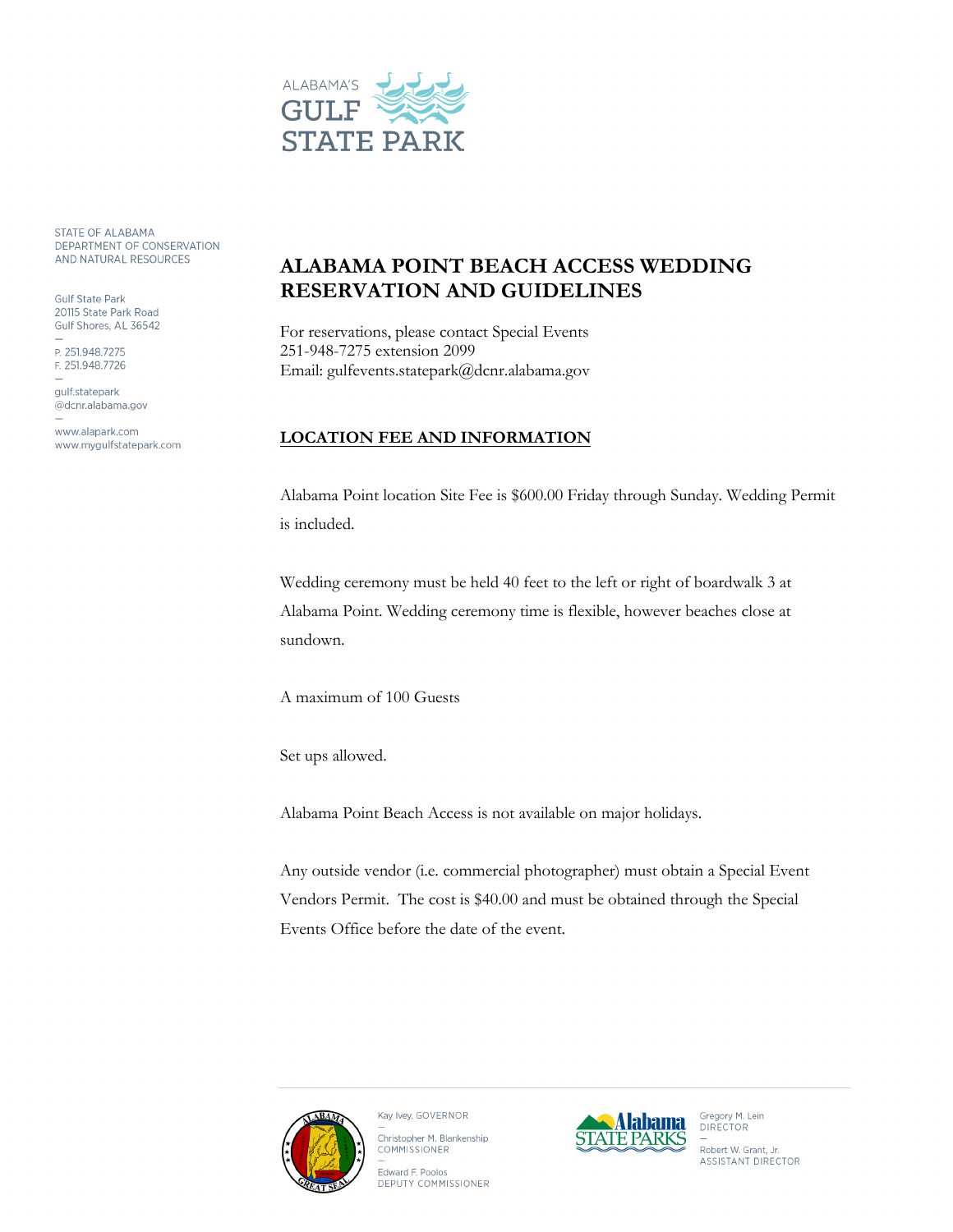ALABAMA'S
GULF
STATE PARK

STATE OF ALABAMA
DEPARTMENT OF CONSERVATION
AND NATURAL RESOURCES

Gulf State Park
20115 State Park Road
Gulf Shores, AL 36542

P. 251.948.7275
F. 251.948.7726

gulf.statepark
@dcnr.alabama.gov

www.alapark.com
www.mygulfstatepark.com

# ALABAMA POINT BEACH ACCESS WEDDING RESERVATION AND GUIDELINES

For reservations, please contact Special Events
251-948-7275 extension 2099
Email: gulfevents.statepark@dcnr.alabama.gov

## LOCATION FEE AND INFORMATION

Alabama Point location Site Fee is $600.00 Friday through Sunday. Wedding Permit is included.

Wedding ceremony must be held 40 feet to the left or right of boardwalk 3 at Alabama Point. Wedding ceremony time is flexible, however beaches close at sundown.

A maximum of 100 Guests

Set ups allowed.

Alabama Point Beach Access is not available on major holidays.

Any outside vendor (i.e. commercial photographer) must obtain a Special Event Vendors Permit. The cost is $40.00 and must be obtained through the Special Events Office before the date of the event.

Kay Ivey, GOVERNOR

Christopher M. Blankenship
COMMISSIONER

Edward F. Poolos
DEPUTY COMMISSIONER

Alabama STATE PARKS

Gregory M. Lein
DIRECTOR

Robert W. Grant, Jr.
ASSISTANT DIRECTOR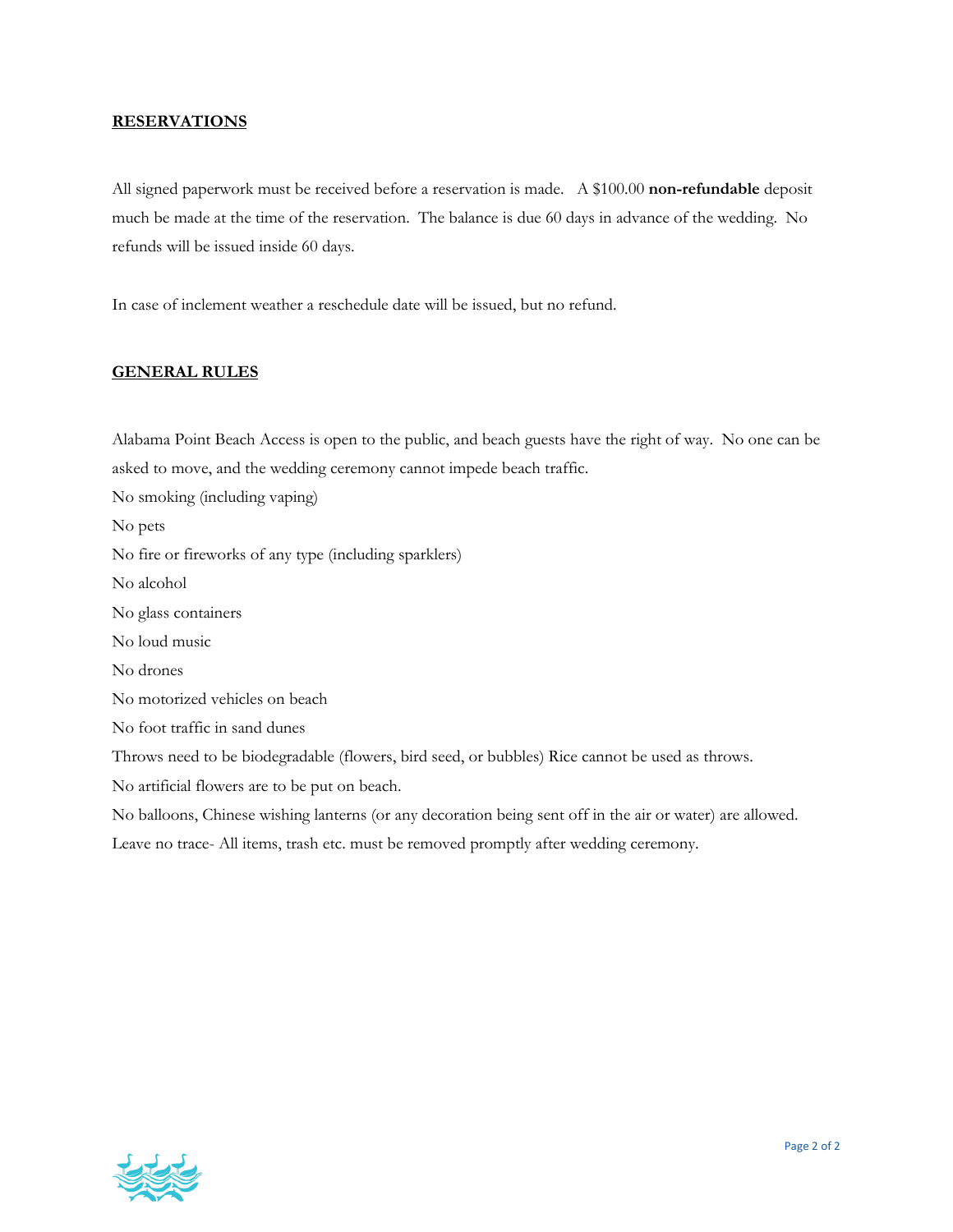## RESERVATIONS

All signed paperwork must be received before a reservation is made. A $100.00 **non-refundable** deposit much be made at the time of the reservation. The balance is due 60 days in advance of the wedding. No refunds will be issued inside 60 days.

In case of inclement weather a reschedule date will be issued, but no refund.

## GENERAL RULES

Alabama Point Beach Access is open to the public, and beach guests have the right of way. No one can be asked to move, and the wedding ceremony cannot impede beach traffic.

No smoking (including vaping)

No pets

No fire or fireworks of any type (including sparklers)

No alcohol

No glass containers

No loud music

No drones

No motorized vehicles on beach

No foot traffic in sand dunes

Throws need to be biodegradable (flowers, bird seed, or bubbles) Rice cannot be used as throws.

No artificial flowers are to be put on beach.

No balloons, Chinese wishing lanterns (or any decoration being sent off in the air or water) are allowed.

Leave no trace- All items, trash etc. must be removed promptly after wedding ceremony.